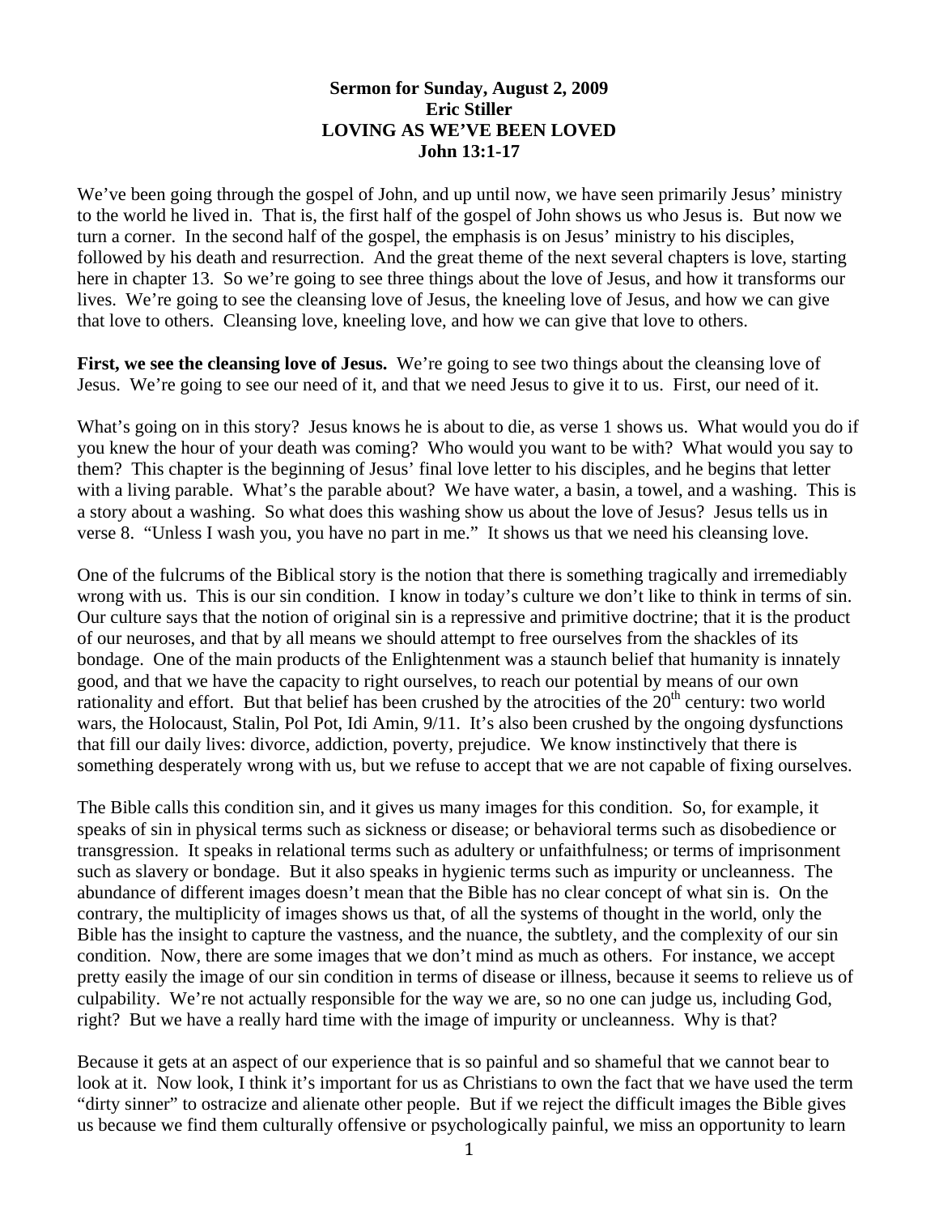**Sermon for Sunday, August 2, 2009**
**Eric Stiller**
**LOVING AS WE'VE BEEN LOVED**
**John 13:1-17**

We've been going through the gospel of John, and up until now, we have seen primarily Jesus' ministry to the world he lived in. That is, the first half of the gospel of John shows us who Jesus is. But now we turn a corner. In the second half of the gospel, the emphasis is on Jesus' ministry to his disciples, followed by his death and resurrection. And the great theme of the next several chapters is love, starting here in chapter 13. So we're going to see three things about the love of Jesus, and how it transforms our lives. We're going to see the cleansing love of Jesus, the kneeling love of Jesus, and how we can give that love to others. Cleansing love, kneeling love, and how we can give that love to others.

**First, we see the cleansing love of Jesus.** We're going to see two things about the cleansing love of Jesus. We're going to see our need of it, and that we need Jesus to give it to us. First, our need of it.

What's going on in this story? Jesus knows he is about to die, as verse 1 shows us. What would you do if you knew the hour of your death was coming? Who would you want to be with? What would you say to them? This chapter is the beginning of Jesus' final love letter to his disciples, and he begins that letter with a living parable. What's the parable about? We have water, a basin, a towel, and a washing. This is a story about a washing. So what does this washing show us about the love of Jesus? Jesus tells us in verse 8. "Unless I wash you, you have no part in me." It shows us that we need his cleansing love.

One of the fulcrums of the Biblical story is the notion that there is something tragically and irremediably wrong with us. This is our sin condition. I know in today's culture we don't like to think in terms of sin. Our culture says that the notion of original sin is a repressive and primitive doctrine; that it is the product of our neuroses, and that by all means we should attempt to free ourselves from the shackles of its bondage. One of the main products of the Enlightenment was a staunch belief that humanity is innately good, and that we have the capacity to right ourselves, to reach our potential by means of our own rationality and effort. But that belief has been crushed by the atrocities of the 20th century: two world wars, the Holocaust, Stalin, Pol Pot, Idi Amin, 9/11. It's also been crushed by the ongoing dysfunctions that fill our daily lives: divorce, addiction, poverty, prejudice. We know instinctively that there is something desperately wrong with us, but we refuse to accept that we are not capable of fixing ourselves.

The Bible calls this condition sin, and it gives us many images for this condition. So, for example, it speaks of sin in physical terms such as sickness or disease; or behavioral terms such as disobedience or transgression. It speaks in relational terms such as adultery or unfaithfulness; or terms of imprisonment such as slavery or bondage. But it also speaks in hygienic terms such as impurity or uncleanness. The abundance of different images doesn't mean that the Bible has no clear concept of what sin is. On the contrary, the multiplicity of images shows us that, of all the systems of thought in the world, only the Bible has the insight to capture the vastness, and the nuance, the subtlety, and the complexity of our sin condition. Now, there are some images that we don't mind as much as others. For instance, we accept pretty easily the image of our sin condition in terms of disease or illness, because it seems to relieve us of culpability. We're not actually responsible for the way we are, so no one can judge us, including God, right? But we have a really hard time with the image of impurity or uncleanness. Why is that?

Because it gets at an aspect of our experience that is so painful and so shameful that we cannot bear to look at it. Now look, I think it's important for us as Christians to own the fact that we have used the term "dirty sinner" to ostracize and alienate other people. But if we reject the difficult images the Bible gives us because we find them culturally offensive or psychologically painful, we miss an opportunity to learn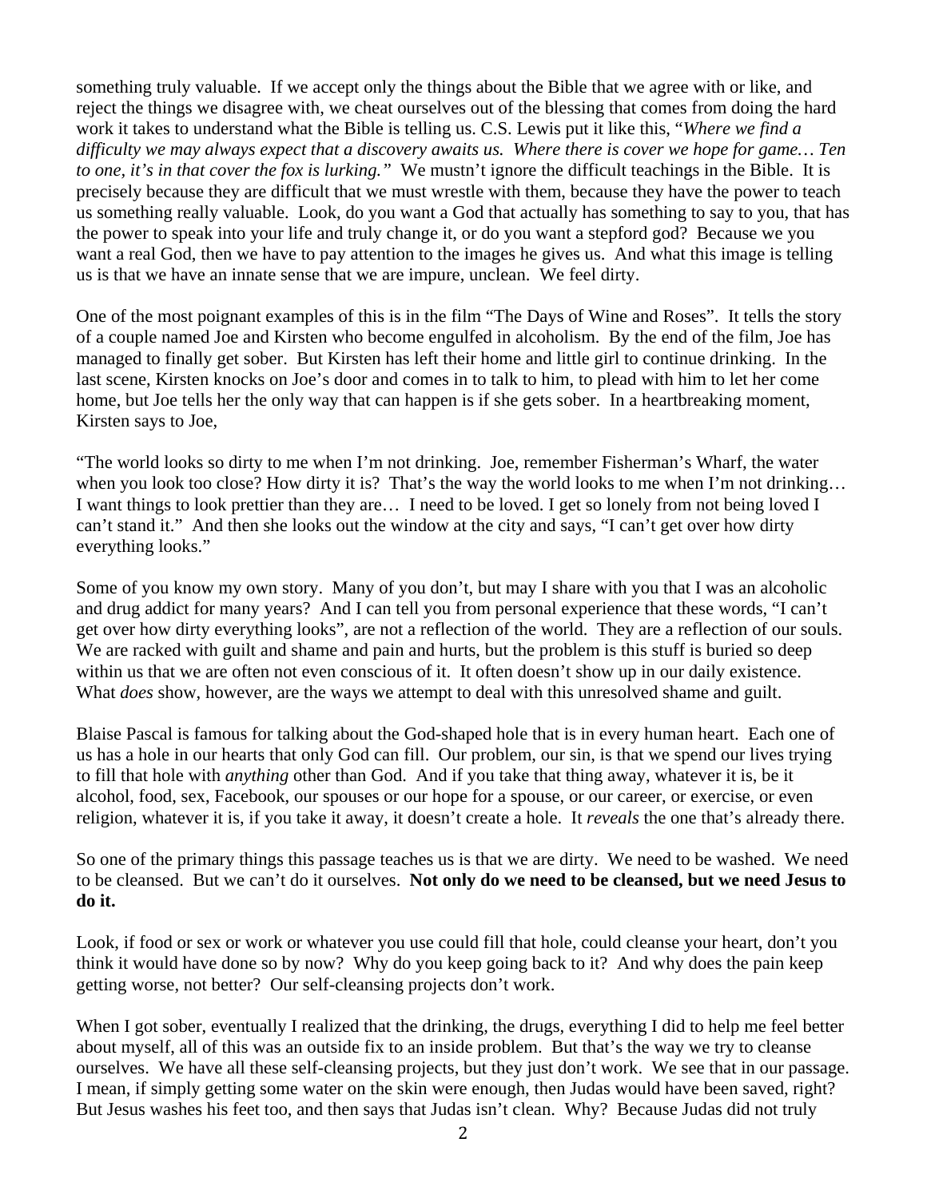something truly valuable. If we accept only the things about the Bible that we agree with or like, and reject the things we disagree with, we cheat ourselves out of the blessing that comes from doing the hard work it takes to understand what the Bible is telling us. C.S. Lewis put it like this, "*Where we find a difficulty we may always expect that a discovery awaits us. Where there is cover we hope for game… Ten to one, it's in that cover the fox is lurking."* We mustn't ignore the difficult teachings in the Bible. It is precisely because they are difficult that we must wrestle with them, because they have the power to teach us something really valuable. Look, do you want a God that actually has something to say to you, that has the power to speak into your life and truly change it, or do you want a stepford god? Because we you want a real God, then we have to pay attention to the images he gives us. And what this image is telling us is that we have an innate sense that we are impure, unclean. We feel dirty.

One of the most poignant examples of this is in the film "The Days of Wine and Roses". It tells the story of a couple named Joe and Kirsten who become engulfed in alcoholism. By the end of the film, Joe has managed to finally get sober. But Kirsten has left their home and little girl to continue drinking. In the last scene, Kirsten knocks on Joe's door and comes in to talk to him, to plead with him to let her come home, but Joe tells her the only way that can happen is if she gets sober. In a heartbreaking moment, Kirsten says to Joe,

"The world looks so dirty to me when I'm not drinking. Joe, remember Fisherman's Wharf, the water when you look too close? How dirty it is? That's the way the world looks to me when I'm not drinking… I want things to look prettier than they are… I need to be loved. I get so lonely from not being loved I can't stand it." And then she looks out the window at the city and says, "I can't get over how dirty everything looks."

Some of you know my own story. Many of you don't, but may I share with you that I was an alcoholic and drug addict for many years? And I can tell you from personal experience that these words, "I can't get over how dirty everything looks", are not a reflection of the world. They are a reflection of our souls. We are racked with guilt and shame and pain and hurts, but the problem is this stuff is buried so deep within us that we are often not even conscious of it. It often doesn't show up in our daily existence. What *does* show, however, are the ways we attempt to deal with this unresolved shame and guilt.

Blaise Pascal is famous for talking about the God-shaped hole that is in every human heart. Each one of us has a hole in our hearts that only God can fill. Our problem, our sin, is that we spend our lives trying to fill that hole with *anything* other than God. And if you take that thing away, whatever it is, be it alcohol, food, sex, Facebook, our spouses or our hope for a spouse, or our career, or exercise, or even religion, whatever it is, if you take it away, it doesn't create a hole. It *reveals* the one that's already there.

So one of the primary things this passage teaches us is that we are dirty. We need to be washed. We need to be cleansed. But we can't do it ourselves. **Not only do we need to be cleansed, but we need Jesus to do it.**

Look, if food or sex or work or whatever you use could fill that hole, could cleanse your heart, don't you think it would have done so by now? Why do you keep going back to it? And why does the pain keep getting worse, not better? Our self-cleansing projects don't work.

When I got sober, eventually I realized that the drinking, the drugs, everything I did to help me feel better about myself, all of this was an outside fix to an inside problem. But that's the way we try to cleanse ourselves. We have all these self-cleansing projects, but they just don't work. We see that in our passage. I mean, if simply getting some water on the skin were enough, then Judas would have been saved, right? But Jesus washes his feet too, and then says that Judas isn't clean. Why? Because Judas did not truly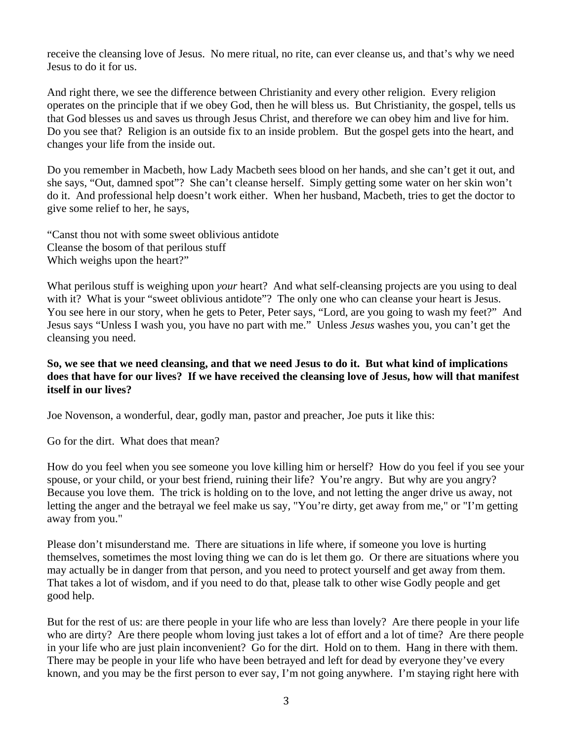receive the cleansing love of Jesus. No mere ritual, no rite, can ever cleanse us, and that's why we need Jesus to do it for us.

And right there, we see the difference between Christianity and every other religion. Every religion operates on the principle that if we obey God, then he will bless us. But Christianity, the gospel, tells us that God blesses us and saves us through Jesus Christ, and therefore we can obey him and live for him. Do you see that? Religion is an outside fix to an inside problem. But the gospel gets into the heart, and changes your life from the inside out.

Do you remember in Macbeth, how Lady Macbeth sees blood on her hands, and she can't get it out, and she says, "Out, damned spot"? She can't cleanse herself. Simply getting some water on her skin won't do it. And professional help doesn't work either. When her husband, Macbeth, tries to get the doctor to give some relief to her, he says,

"Canst thou not with some sweet oblivious antidote
Cleanse the bosom of that perilous stuff
Which weighs upon the heart?"

What perilous stuff is weighing upon *your* heart? And what self-cleansing projects are you using to deal with it? What is your "sweet oblivious antidote"? The only one who can cleanse your heart is Jesus. You see here in our story, when he gets to Peter, Peter says, "Lord, are you going to wash my feet?" And Jesus says "Unless I wash you, you have no part with me." Unless *Jesus* washes you, you can't get the cleansing you need.

**So, we see that we need cleansing, and that we need Jesus to do it. But what kind of implications does that have for our lives? If we have received the cleansing love of Jesus, how will that manifest itself in our lives?**

Joe Novenson, a wonderful, dear, godly man, pastor and preacher, Joe puts it like this:

Go for the dirt. What does that mean?

How do you feel when you see someone you love killing him or herself? How do you feel if you see your spouse, or your child, or your best friend, ruining their life? You're angry. But why are you angry? Because you love them. The trick is holding on to the love, and not letting the anger drive us away, not letting the anger and the betrayal we feel make us say, "You're dirty, get away from me," or "I'm getting away from you."

Please don't misunderstand me. There are situations in life where, if someone you love is hurting themselves, sometimes the most loving thing we can do is let them go. Or there are situations where you may actually be in danger from that person, and you need to protect yourself and get away from them. That takes a lot of wisdom, and if you need to do that, please talk to other wise Godly people and get good help.

But for the rest of us: are there people in your life who are less than lovely? Are there people in your life who are dirty? Are there people whom loving just takes a lot of effort and a lot of time? Are there people in your life who are just plain inconvenient? Go for the dirt. Hold on to them. Hang in there with them. There may be people in your life who have been betrayed and left for dead by everyone they've every known, and you may be the first person to ever say, I'm not going anywhere. I'm staying right here with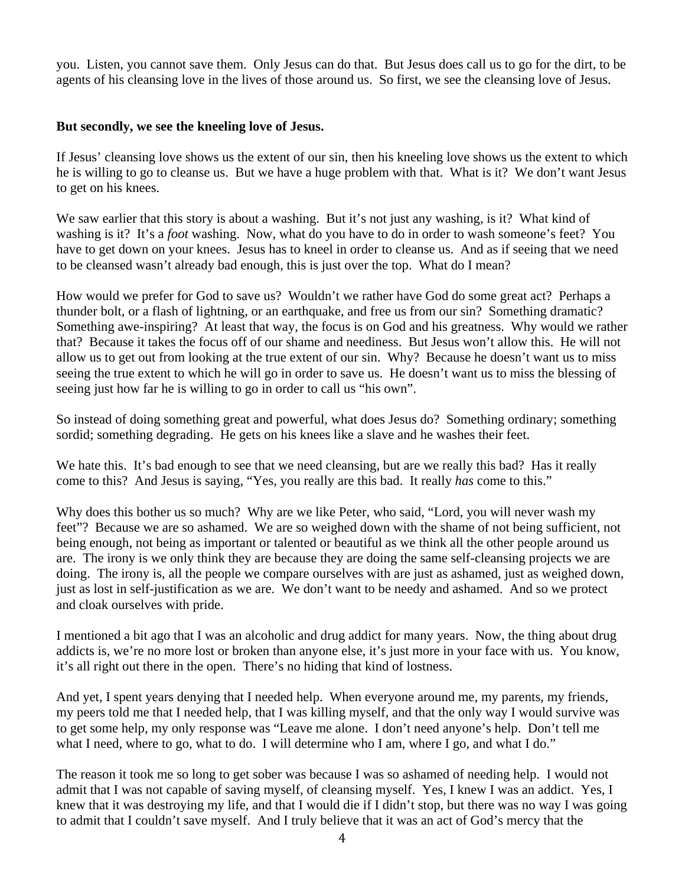you. Listen, you cannot save them. Only Jesus can do that. But Jesus does call us to go for the dirt, to be agents of his cleansing love in the lives of those around us. So first, we see the cleansing love of Jesus.

**But secondly, we see the kneeling love of Jesus.**

If Jesus' cleansing love shows us the extent of our sin, then his kneeling love shows us the extent to which he is willing to go to cleanse us. But we have a huge problem with that. What is it? We don't want Jesus to get on his knees.

We saw earlier that this story is about a washing. But it's not just any washing, is it? What kind of washing is it? It's a *foot* washing. Now, what do you have to do in order to wash someone's feet? You have to get down on your knees. Jesus has to kneel in order to cleanse us. And as if seeing that we need to be cleansed wasn't already bad enough, this is just over the top. What do I mean?

How would we prefer for God to save us? Wouldn't we rather have God do some great act? Perhaps a thunder bolt, or a flash of lightning, or an earthquake, and free us from our sin? Something dramatic? Something awe-inspiring? At least that way, the focus is on God and his greatness. Why would we rather that? Because it takes the focus off of our shame and neediness. But Jesus won't allow this. He will not allow us to get out from looking at the true extent of our sin. Why? Because he doesn't want us to miss seeing the true extent to which he will go in order to save us. He doesn't want us to miss the blessing of seeing just how far he is willing to go in order to call us "his own".

So instead of doing something great and powerful, what does Jesus do? Something ordinary; something sordid; something degrading. He gets on his knees like a slave and he washes their feet.

We hate this. It's bad enough to see that we need cleansing, but are we really this bad? Has it really come to this? And Jesus is saying, "Yes, you really are this bad. It really *has* come to this."

Why does this bother us so much? Why are we like Peter, who said, "Lord, you will never wash my feet"? Because we are so ashamed. We are so weighed down with the shame of not being sufficient, not being enough, not being as important or talented or beautiful as we think all the other people around us are. The irony is we only think they are because they are doing the same self-cleansing projects we are doing. The irony is, all the people we compare ourselves with are just as ashamed, just as weighed down, just as lost in self-justification as we are. We don't want to be needy and ashamed. And so we protect and cloak ourselves with pride.

I mentioned a bit ago that I was an alcoholic and drug addict for many years. Now, the thing about drug addicts is, we're no more lost or broken than anyone else, it's just more in your face with us. You know, it's all right out there in the open. There's no hiding that kind of lostness.

And yet, I spent years denying that I needed help. When everyone around me, my parents, my friends, my peers told me that I needed help, that I was killing myself, and that the only way I would survive was to get some help, my only response was "Leave me alone. I don't need anyone's help. Don't tell me what I need, where to go, what to do. I will determine who I am, where I go, and what I do."

The reason it took me so long to get sober was because I was so ashamed of needing help. I would not admit that I was not capable of saving myself, of cleansing myself. Yes, I knew I was an addict. Yes, I knew that it was destroying my life, and that I would die if I didn't stop, but there was no way I was going to admit that I couldn't save myself. And I truly believe that it was an act of God's mercy that the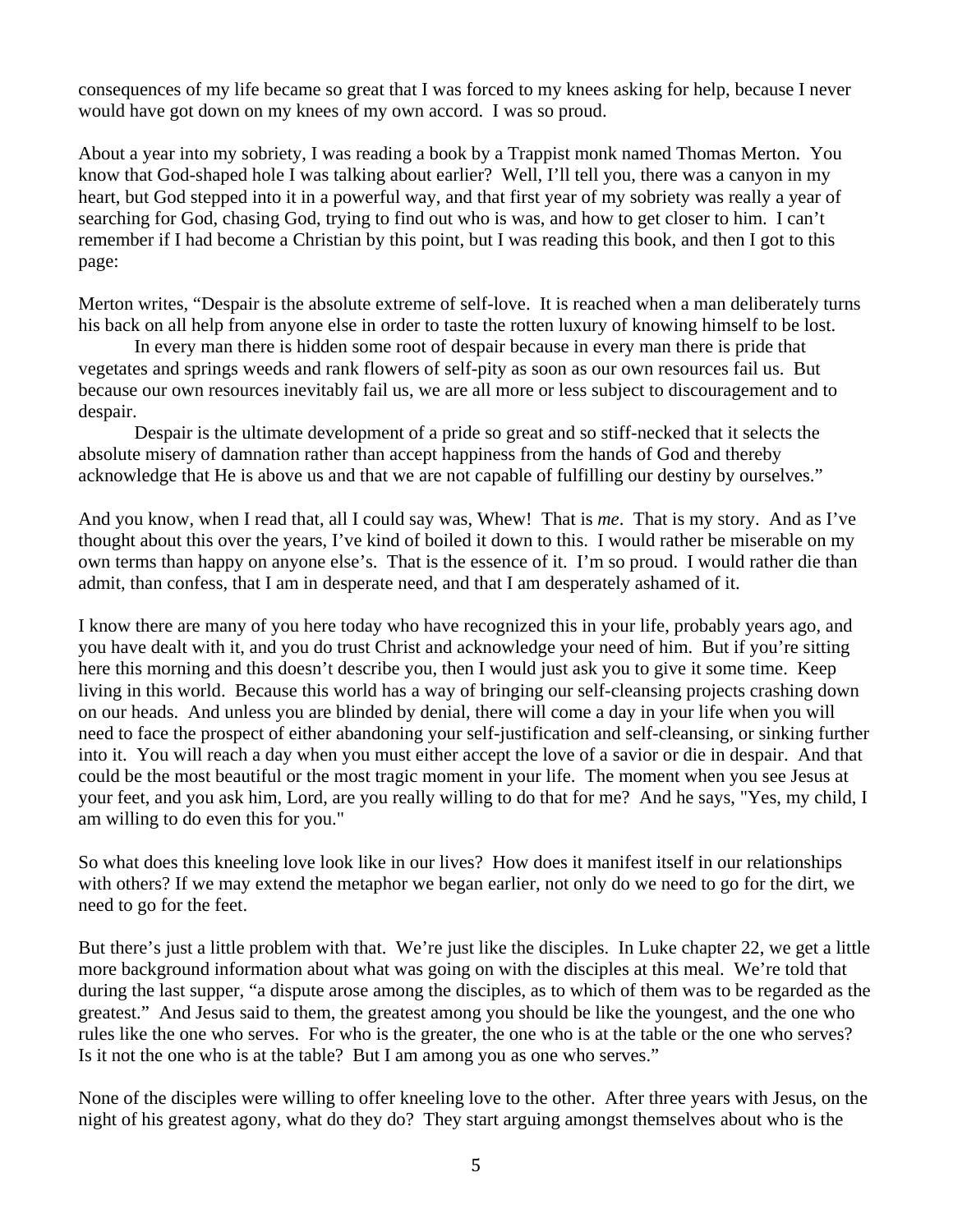consequences of my life became so great that I was forced to my knees asking for help, because I never would have got down on my knees of my own accord. I was so proud.

About a year into my sobriety, I was reading a book by a Trappist monk named Thomas Merton. You know that God-shaped hole I was talking about earlier? Well, I'll tell you, there was a canyon in my heart, but God stepped into it in a powerful way, and that first year of my sobriety was really a year of searching for God, chasing God, trying to find out who is was, and how to get closer to him. I can't remember if I had become a Christian by this point, but I was reading this book, and then I got to this page:

Merton writes, "Despair is the absolute extreme of self-love. It is reached when a man deliberately turns his back on all help from anyone else in order to taste the rotten luxury of knowing himself to be lost.

In every man there is hidden some root of despair because in every man there is pride that vegetates and springs weeds and rank flowers of self-pity as soon as our own resources fail us. But because our own resources inevitably fail us, we are all more or less subject to discouragement and to despair.

Despair is the ultimate development of a pride so great and so stiff-necked that it selects the absolute misery of damnation rather than accept happiness from the hands of God and thereby acknowledge that He is above us and that we are not capable of fulfilling our destiny by ourselves."

And you know, when I read that, all I could say was, Whew! That is *me*. That is my story. And as I've thought about this over the years, I've kind of boiled it down to this. I would rather be miserable on my own terms than happy on anyone else's. That is the essence of it. I'm so proud. I would rather die than admit, than confess, that I am in desperate need, and that I am desperately ashamed of it.

I know there are many of you here today who have recognized this in your life, probably years ago, and you have dealt with it, and you do trust Christ and acknowledge your need of him. But if you're sitting here this morning and this doesn't describe you, then I would just ask you to give it some time. Keep living in this world. Because this world has a way of bringing our self-cleansing projects crashing down on our heads. And unless you are blinded by denial, there will come a day in your life when you will need to face the prospect of either abandoning your self-justification and self-cleansing, or sinking further into it. You will reach a day when you must either accept the love of a savior or die in despair. And that could be the most beautiful or the most tragic moment in your life. The moment when you see Jesus at your feet, and you ask him, Lord, are you really willing to do that for me? And he says, "Yes, my child, I am willing to do even this for you."

So what does this kneeling love look like in our lives? How does it manifest itself in our relationships with others? If we may extend the metaphor we began earlier, not only do we need to go for the dirt, we need to go for the feet.

But there's just a little problem with that. We're just like the disciples. In Luke chapter 22, we get a little more background information about what was going on with the disciples at this meal. We're told that during the last supper, "a dispute arose among the disciples, as to which of them was to be regarded as the greatest." And Jesus said to them, the greatest among you should be like the youngest, and the one who rules like the one who serves. For who is the greater, the one who is at the table or the one who serves? Is it not the one who is at the table? But I am among you as one who serves."

None of the disciples were willing to offer kneeling love to the other. After three years with Jesus, on the night of his greatest agony, what do they do? They start arguing amongst themselves about who is the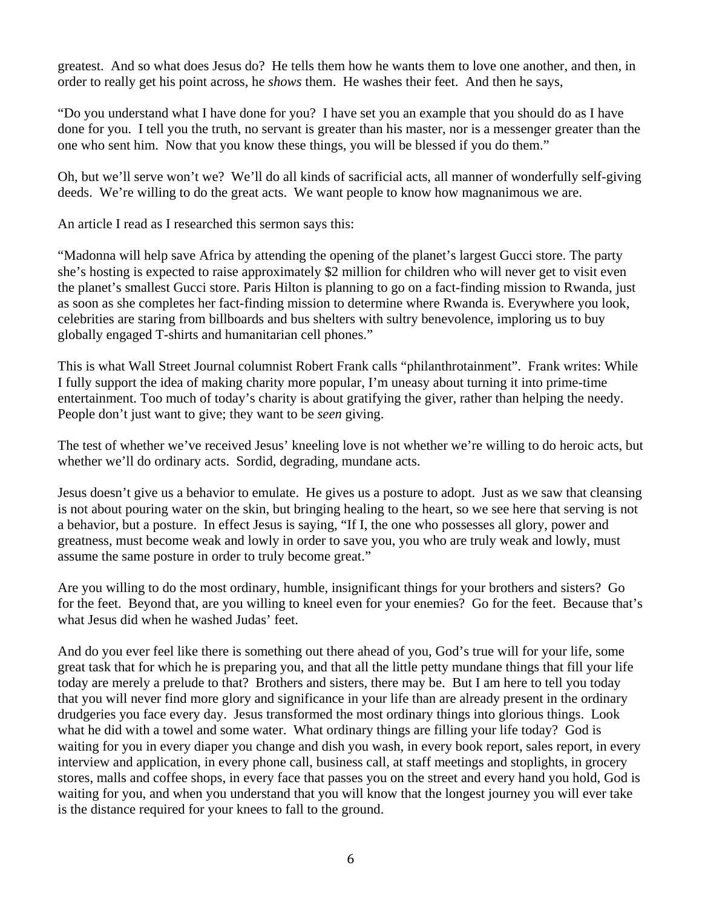greatest. And so what does Jesus do? He tells them how he wants them to love one another, and then, in order to really get his point across, he *shows* them. He washes their feet. And then he says,

"Do you understand what I have done for you? I have set you an example that you should do as I have done for you. I tell you the truth, no servant is greater than his master, nor is a messenger greater than the one who sent him. Now that you know these things, you will be blessed if you do them."

Oh, but we'll serve won't we? We'll do all kinds of sacrificial acts, all manner of wonderfully self-giving deeds. We're willing to do the great acts. We want people to know how magnanimous we are.

An article I read as I researched this sermon says this:

"Madonna will help save Africa by attending the opening of the planet's largest Gucci store. The party she's hosting is expected to raise approximately $2 million for children who will never get to visit even the planet's smallest Gucci store. Paris Hilton is planning to go on a fact-finding mission to Rwanda, just as soon as she completes her fact-finding mission to determine where Rwanda is. Everywhere you look, celebrities are staring from billboards and bus shelters with sultry benevolence, imploring us to buy globally engaged T-shirts and humanitarian cell phones."

This is what Wall Street Journal columnist Robert Frank calls "philanthrotainment". Frank writes: While I fully support the idea of making charity more popular, I'm uneasy about turning it into prime-time entertainment. Too much of today's charity is about gratifying the giver, rather than helping the needy. People don't just want to give; they want to be *seen* giving.

The test of whether we've received Jesus' kneeling love is not whether we're willing to do heroic acts, but whether we'll do ordinary acts. Sordid, degrading, mundane acts.

Jesus doesn't give us a behavior to emulate. He gives us a posture to adopt. Just as we saw that cleansing is not about pouring water on the skin, but bringing healing to the heart, so we see here that serving is not a behavior, but a posture. In effect Jesus is saying, "If I, the one who possesses all glory, power and greatness, must become weak and lowly in order to save you, you who are truly weak and lowly, must assume the same posture in order to truly become great."

Are you willing to do the most ordinary, humble, insignificant things for your brothers and sisters? Go for the feet. Beyond that, are you willing to kneel even for your enemies? Go for the feet. Because that's what Jesus did when he washed Judas' feet.

And do you ever feel like there is something out there ahead of you, God's true will for your life, some great task that for which he is preparing you, and that all the little petty mundane things that fill your life today are merely a prelude to that? Brothers and sisters, there may be. But I am here to tell you today that you will never find more glory and significance in your life than are already present in the ordinary drudgeries you face every day. Jesus transformed the most ordinary things into glorious things. Look what he did with a towel and some water. What ordinary things are filling your life today? God is waiting for you in every diaper you change and dish you wash, in every book report, sales report, in every interview and application, in every phone call, business call, at staff meetings and stoplights, in grocery stores, malls and coffee shops, in every face that passes you on the street and every hand you hold, God is waiting for you, and when you understand that you will know that the longest journey you will ever take is the distance required for your knees to fall to the ground.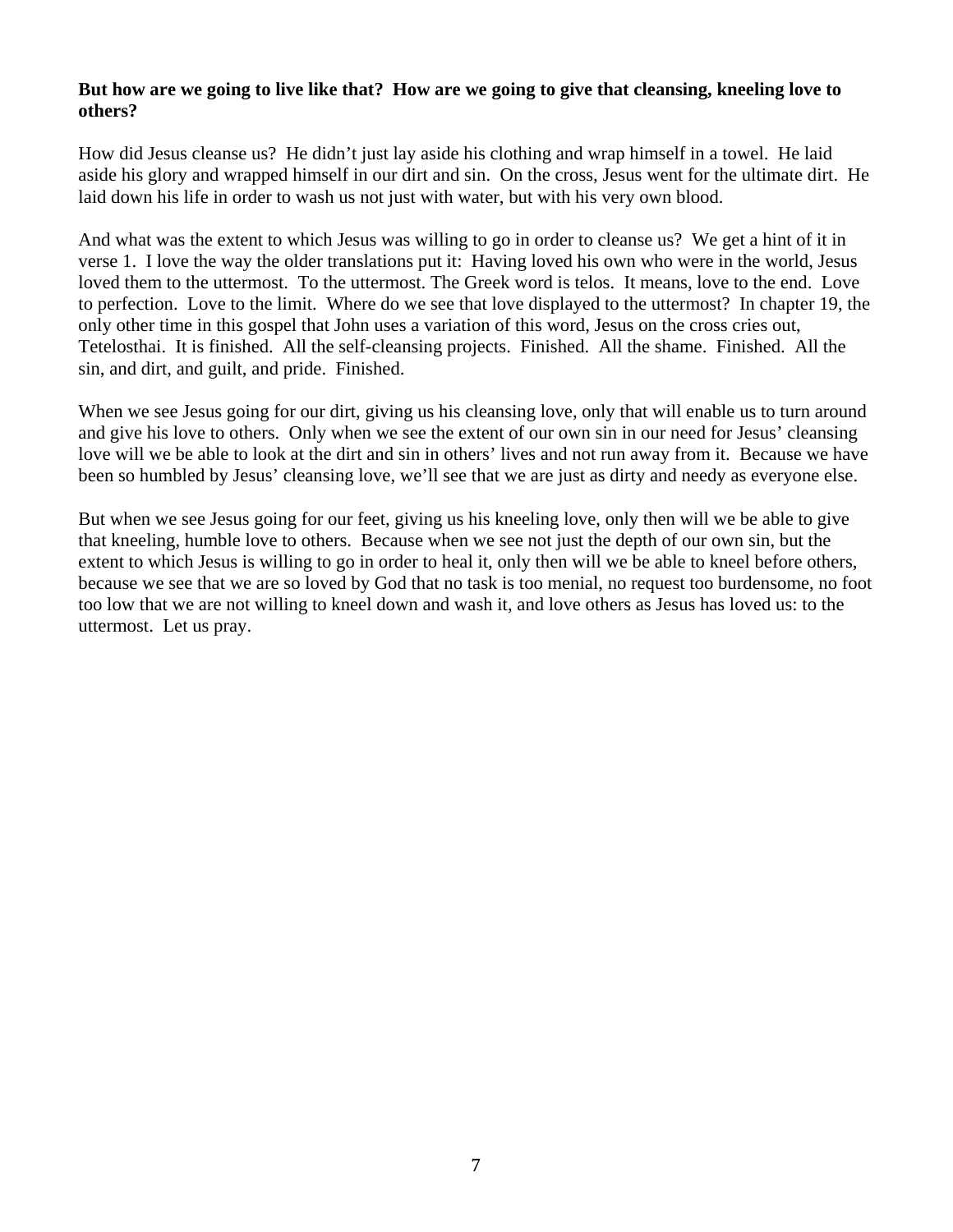**But how are we going to live like that? How are we going to give that cleansing, kneeling love to others?**

How did Jesus cleanse us? He didn't just lay aside his clothing and wrap himself in a towel. He laid aside his glory and wrapped himself in our dirt and sin. On the cross, Jesus went for the ultimate dirt. He laid down his life in order to wash us not just with water, but with his very own blood.

And what was the extent to which Jesus was willing to go in order to cleanse us? We get a hint of it in verse 1. I love the way the older translations put it: Having loved his own who were in the world, Jesus loved them to the uttermost. To the uttermost. The Greek word is telos. It means, love to the end. Love to perfection. Love to the limit. Where do we see that love displayed to the uttermost? In chapter 19, the only other time in this gospel that John uses a variation of this word, Jesus on the cross cries out, Tetelosthai. It is finished. All the self-cleansing projects. Finished. All the shame. Finished. All the sin, and dirt, and guilt, and pride. Finished.

When we see Jesus going for our dirt, giving us his cleansing love, only that will enable us to turn around and give his love to others. Only when we see the extent of our own sin in our need for Jesus' cleansing love will we be able to look at the dirt and sin in others' lives and not run away from it. Because we have been so humbled by Jesus' cleansing love, we'll see that we are just as dirty and needy as everyone else.

But when we see Jesus going for our feet, giving us his kneeling love, only then will we be able to give that kneeling, humble love to others. Because when we see not just the depth of our own sin, but the extent to which Jesus is willing to go in order to heal it, only then will we be able to kneel before others, because we see that we are so loved by God that no task is too menial, no request too burdensome, no foot too low that we are not willing to kneel down and wash it, and love others as Jesus has loved us: to the uttermost. Let us pray.